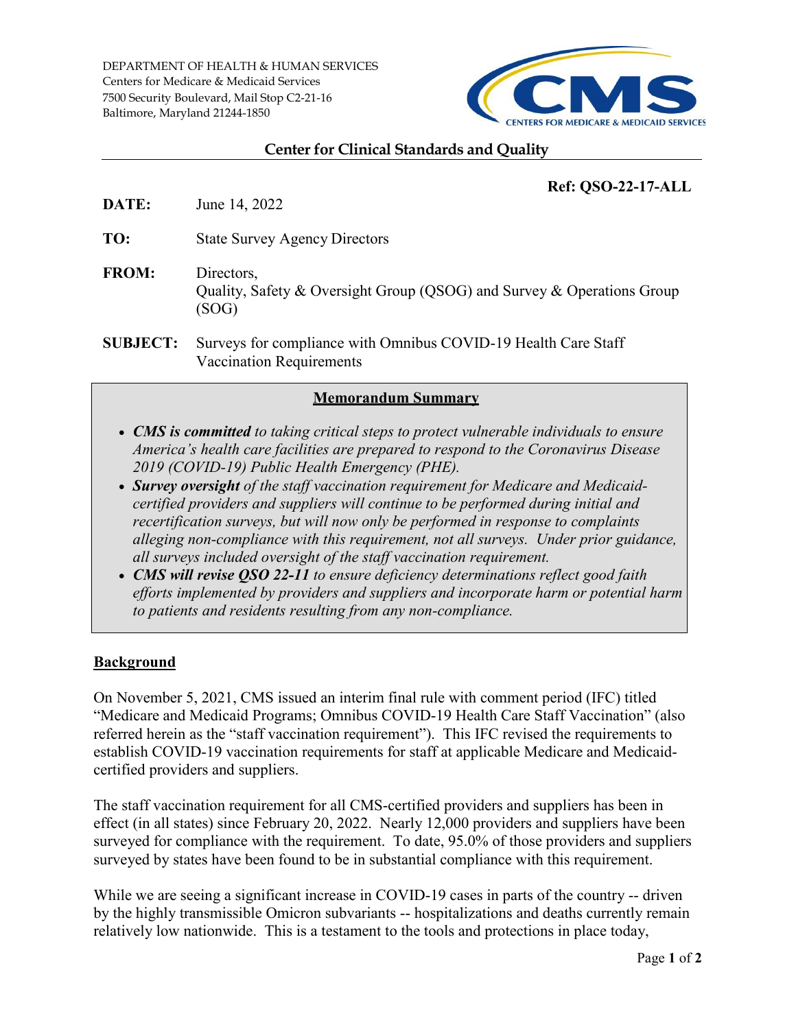DEPARTMENT OF HEALTH & HUMAN SERVICES
Centers for Medicare & Medicaid Services
7500 Security Boulevard, Mail Stop C2-21-16
Baltimore, Maryland 21244-1850

CMS
CENTERS FOR MEDICARE & MEDICAID SERVICES

## Center for Clinical Standards and Quality

**Ref: QSO-22-17-ALL**

**DATE:** June 14, 2022

**TO:** State Survey Agency Directors

**FROM:** Directors,
Quality, Safety & Oversight Group (QSOG) and Survey & Operations Group (SOG)

**SUBJECT:** Surveys for compliance with Omnibus COVID-19 Health Care Staff Vaccination Requirements

### Memorandum Summary

- ***CMS is committed*** *to taking critical steps to protect vulnerable individuals to ensure America's health care facilities are prepared to respond to the Coronavirus Disease 2019 (COVID-19) Public Health Emergency (PHE).*
- ***Survey oversight*** *of the staff vaccination requirement for Medicare and Medicaid-certified providers and suppliers will continue to be performed during initial and recertification surveys, but will now only be performed in response to complaints alleging non-compliance with this requirement, not all surveys. Under prior guidance, all surveys included oversight of the staff vaccination requirement.*
- ***CMS will revise QSO 22-11*** *to ensure deficiency determinations reflect good faith efforts implemented by providers and suppliers and incorporate harm or potential harm to patients and residents resulting from any non-compliance.*

## Background

On November 5, 2021, CMS issued an interim final rule with comment period (IFC) titled "Medicare and Medicaid Programs; Omnibus COVID-19 Health Care Staff Vaccination" (also referred herein as the "staff vaccination requirement"). This IFC revised the requirements to establish COVID-19 vaccination requirements for staff at applicable Medicare and Medicaid-certified providers and suppliers.

The staff vaccination requirement for all CMS-certified providers and suppliers has been in effect (in all states) since February 20, 2022. Nearly 12,000 providers and suppliers have been surveyed for compliance with the requirement. To date, 95.0% of those providers and suppliers surveyed by states have been found to be in substantial compliance with this requirement.

While we are seeing a significant increase in COVID-19 cases in parts of the country -- driven by the highly transmissible Omicron subvariants -- hospitalizations and deaths currently remain relatively low nationwide. This is a testament to the tools and protections in place today,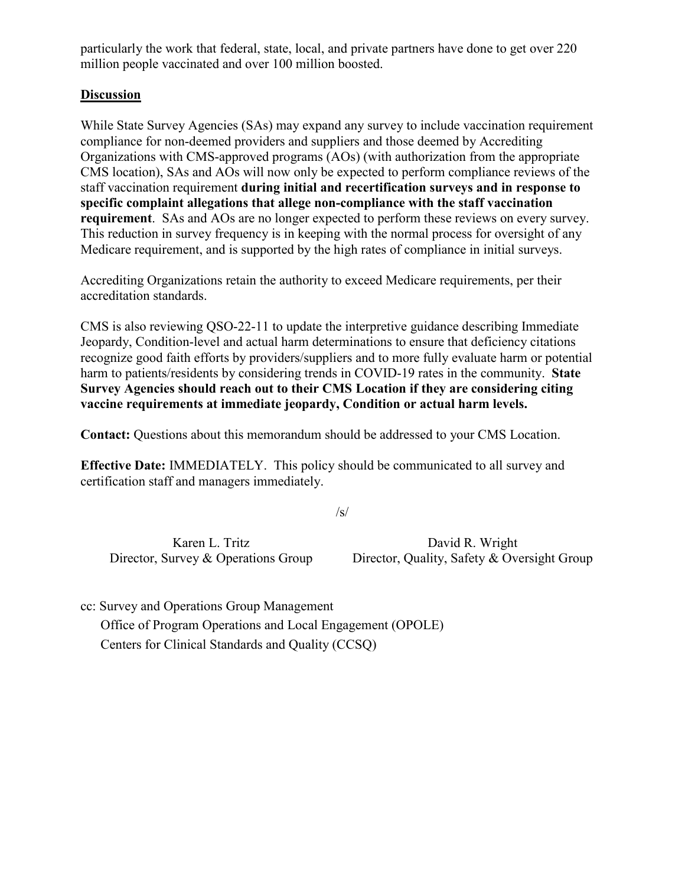particularly the work that federal, state, local, and private partners have done to get over 220 million people vaccinated and over 100 million boosted.

**Discussion**

While State Survey Agencies (SAs) may expand any survey to include vaccination requirement compliance for non-deemed providers and suppliers and those deemed by Accrediting Organizations with CMS-approved programs (AOs) (with authorization from the appropriate CMS location), SAs and AOs will now only be expected to perform compliance reviews of the staff vaccination requirement **during initial and recertification surveys and in response to specific complaint allegations that allege non-compliance with the staff vaccination requirement**. SAs and AOs are no longer expected to perform these reviews on every survey. This reduction in survey frequency is in keeping with the normal process for oversight of any Medicare requirement, and is supported by the high rates of compliance in initial surveys.

Accrediting Organizations retain the authority to exceed Medicare requirements, per their accreditation standards.

CMS is also reviewing QSO-22-11 to update the interpretive guidance describing Immediate Jeopardy, Condition-level and actual harm determinations to ensure that deficiency citations recognize good faith efforts by providers/suppliers and to more fully evaluate harm or potential harm to patients/residents by considering trends in COVID-19 rates in the community. **State Survey Agencies should reach out to their CMS Location if they are considering citing vaccine requirements at immediate jeopardy, Condition or actual harm levels.**

**Contact:** Questions about this memorandum should be addressed to your CMS Location.

**Effective Date:** IMMEDIATELY. This policy should be communicated to all survey and certification staff and managers immediately.

/s/

Karen L. Tritz
Director, Survey & Operations Group

David R. Wright
Director, Quality, Safety & Oversight Group

cc: Survey and Operations Group Management
Office of Program Operations and Local Engagement (OPOLE)
Centers for Clinical Standards and Quality (CCSQ)